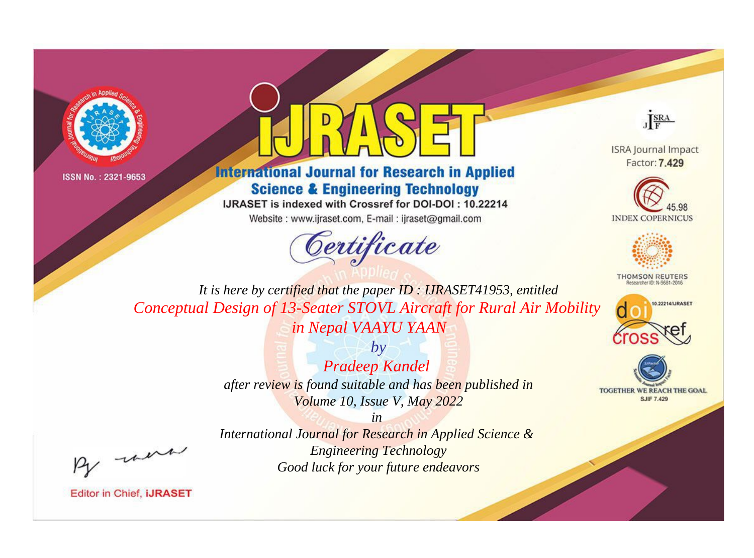ISSN No. : 2321-9653

# iJRASET

## International Journal for Research in Applied Science & Engineering Technology

IJRASET is indexed with Crossref for DOI-DOI : 10.22214

Website : www.ijraset.com, E-mail : ijraset@gmail.com

ISRA Journal Impact Factor: **7.429**

45.98 INDEX COPERNICUS

THOMSON REUTERS Researcher ID: N-9681-2016

10.22214/IJRASET

TOGETHER WE REACH THE GOAL SJIF 7.429

# *Certificate*

*It is here by certified that the paper ID : IJRASET41953, entitled*

*Conceptual Design of 13-Seater STOVL Aircraft for Rural Air Mobility in Nepal VAAYU YAAN*

*by*

*Pradeep Kandel*

*after review is found suitable and has been published in*

*Volume 10, Issue V, May 2022*

*in*

*International Journal for Research in Applied Science & Engineering Technology*

*Good luck for your future endeavors*

Editor in Chief, **iJRASET**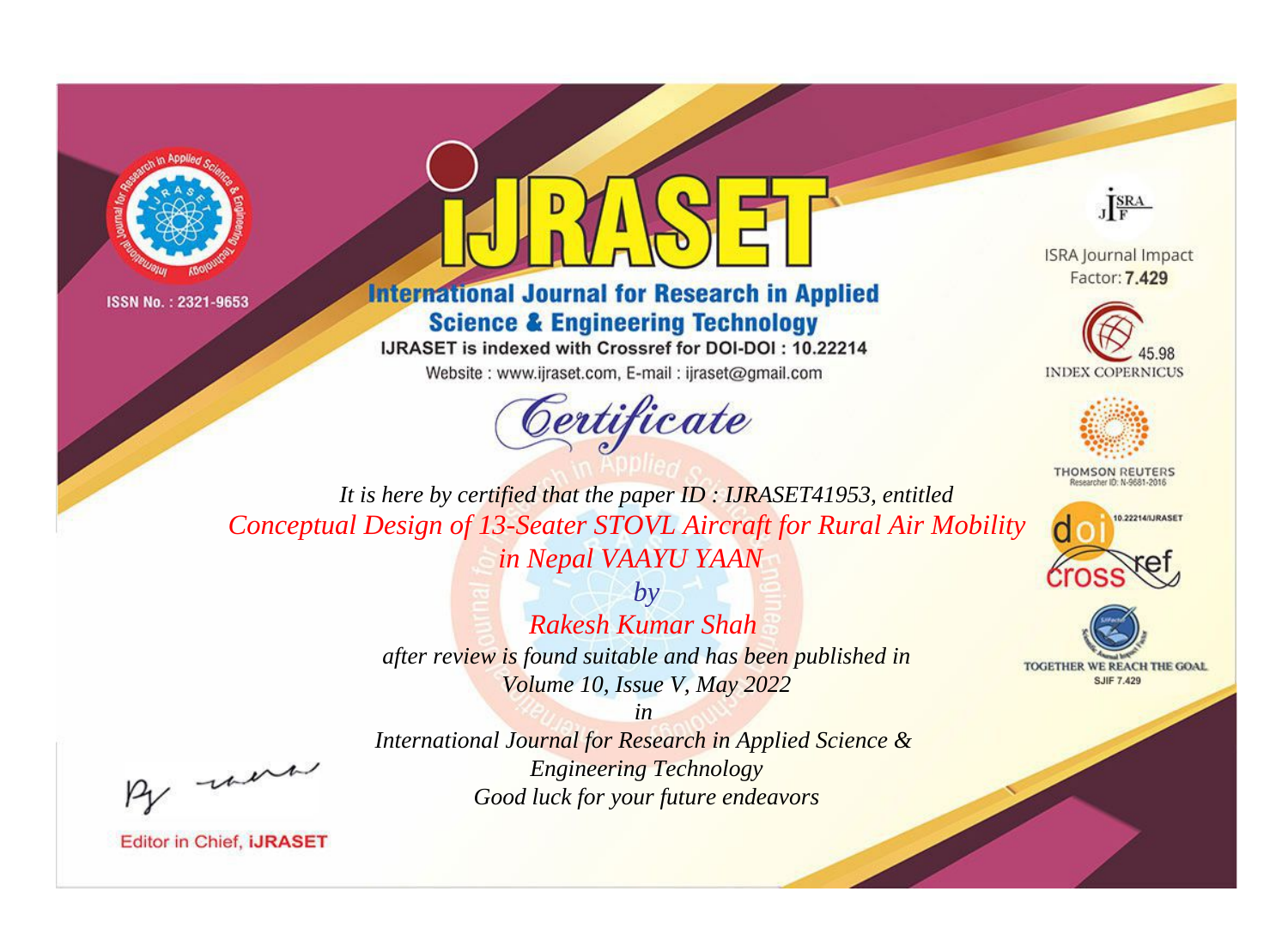ISSN No. : 2321-9653

# iJRASET

## International Journal for Research in Applied Science & Engineering Technology

IJRASET is indexed with Crossref for DOI-DOI : 10.22214

Website : www.ijraset.com, E-mail : ijraset@gmail.com

# Certificate

*It is here by certified that the paper ID : IJRASET41953, entitled*

*Conceptual Design of 13-Seater STOVL Aircraft for Rural Air Mobility in Nepal VAAYU YAAN*

*by*

*Rakesh Kumar Shah*

*after review is found suitable and has been published in*

*Volume 10, Issue V, May 2022*

*in*

*International Journal for Research in Applied Science & Engineering Technology*

*Good luck for your future endeavors*

ISRA Journal Impact Factor: **7.429**

45.98 INDEX COPERNICUS

THOMSON REUTERS Researcher ID: N-9681-2016

10.22214/IJRASET

TOGETHER WE REACH THE GOAL SJIF 7.429

Editor in Chief, **iJRASET**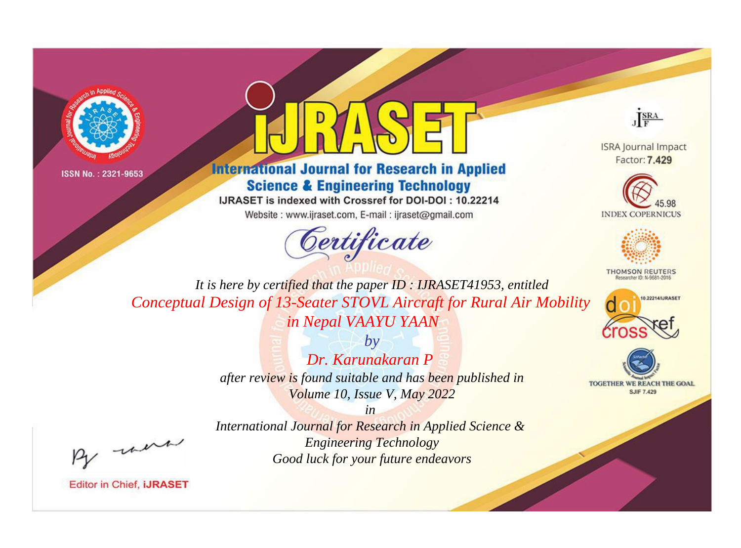ISSN No. : 2321-9653

# iJRASET

## International Journal for Research in Applied Science & Engineering Technology

IJRASET is indexed with Crossref for DOI-DOI : 10.22214

Website : www.ijraset.com, E-mail : ijraset@gmail.com

ISRA Journal Impact Factor: **7.429**

45.98 INDEX COPERNICUS

THOMSON REUTERS Researcher ID: N-9681-2016

10.22214/IJRASET

TOGETHER WE REACH THE GOAL SJIF 7.429

# *Certificate*

*It is here by certified that the paper ID : IJRASET41953, entitled*

*Conceptual Design of 13-Seater STOVL Aircraft for Rural Air Mobility in Nepal VAAYU YAAN*

*by*

*Dr. Karunakaran P*

*after review is found suitable and has been published in*

*Volume 10, Issue V, May 2022*

*in*

*International Journal for Research in Applied Science & Engineering Technology*

*Good luck for your future endeavors*

Editor in Chief, **iJRASET**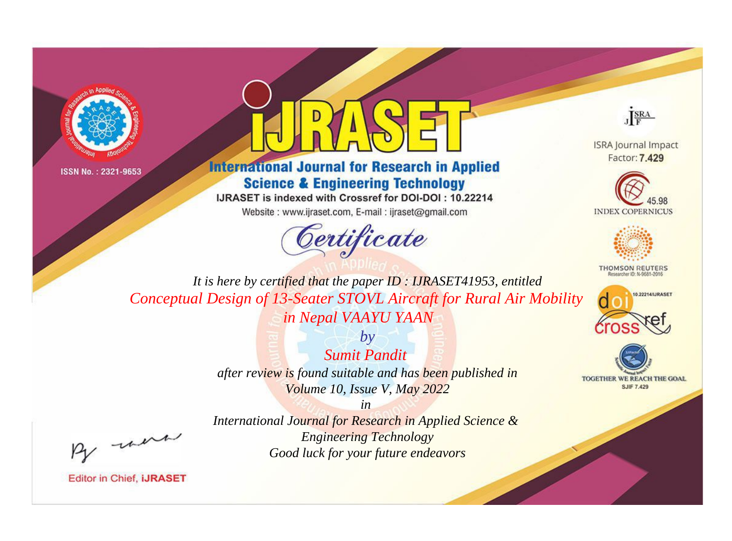ISSN No. : 2321-9653

# iJRASET

## International Journal for Research in Applied Science & Engineering Technology

IJRASET is indexed with Crossref for DOI-DOI : 10.22214

Website : www.ijraset.com, E-mail : ijraset@gmail.com

ISRA Journal Impact Factor: **7.429**

45.98 INDEX COPERNICUS

THOMSON REUTERS Researcher ID: N-9681-2016

10.22214/IJRASET

TOGETHER WE REACH THE GOAL SJIF 7.429

# *Certificate*

*It is here by certified that the paper ID : IJRASET41953, entitled*

*Conceptual Design of 13-Seater STOVL Aircraft for Rural Air Mobility in Nepal VAAYU YAAN*

*by*

*Sumit Pandit*

*after review is found suitable and has been published in*

*Volume 10, Issue V, May 2022*

*in*

*International Journal for Research in Applied Science & Engineering Technology*

*Good luck for your future endeavors*

Editor in Chief, iJRASET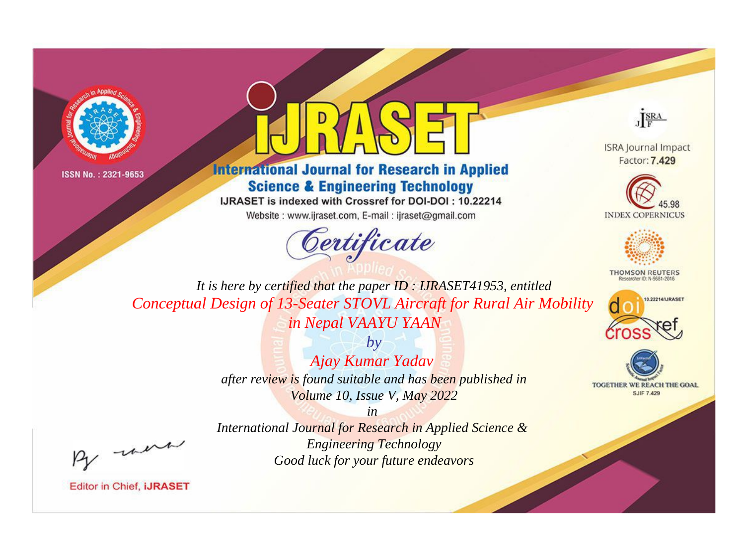ISSN No. : 2321-9653

# IJRASET

## International Journal for Research in Applied Science & Engineering Technology

IJRASET is indexed with Crossref for DOI-DOI : 10.22214

Website : www.ijraset.com, E-mail : ijraset@gmail.com

*Certificate*

*It is here by certified that the paper ID : IJRASET41953, entitled*

*Conceptual Design of 13-Seater STOVL Aircraft for Rural Air Mobility in Nepal VAAYU YAAN*

*by*

*Ajay Kumar Yadav*

*after review is found suitable and has been published in*

*Volume 10, Issue V, May 2022*

*in*

*International Journal for Research in Applied Science & Engineering Technology*

*Good luck for your future endeavors*

ISRA Journal Impact Factor: **7.429**

45.98 INDEX COPERNICUS

THOMSON REUTERS Researcher ID: N-9681-2016

10.22214/IJRASET

TOGETHER WE REACH THE GOAL SJIF 7.429

Editor in Chief, **iJRASET**